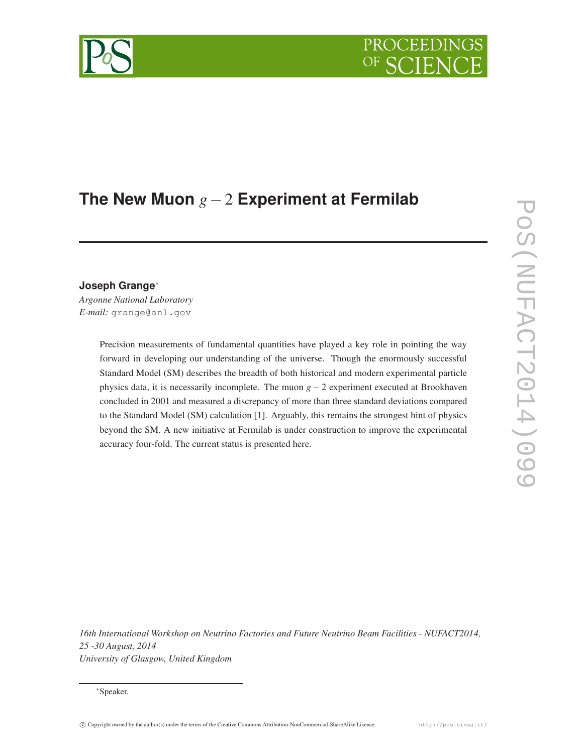# The New Muon $g-2$ Experiment at Fermilab

**Joseph Grange***

*Argonne National Laboratory*
*E-mail:* grange@anl.gov

Precision measurements of fundamental quantities have played a key role in pointing the way forward in developing our understanding of the universe. Though the enormously successful Standard Model (SM) describes the breadth of both historical and modern experimental particle physics data, it is necessarily incomplete. The muon $g-2$ experiment executed at Brookhaven concluded in 2001 and measured a discrepancy of more than three standard deviations compared to the Standard Model (SM) calculation [1]. Arguably, this remains the strongest hint of physics beyond the SM. A new initiative at Fermilab is under construction to improve the experimental accuracy four-fold. The current status is presented here.

*16th International Workshop on Neutrino Factories and Future Neutrino Beam Facilities - NUFACT2014, 25 -30 August, 2014*
*University of Glasgow, United Kingdom*

*Speaker.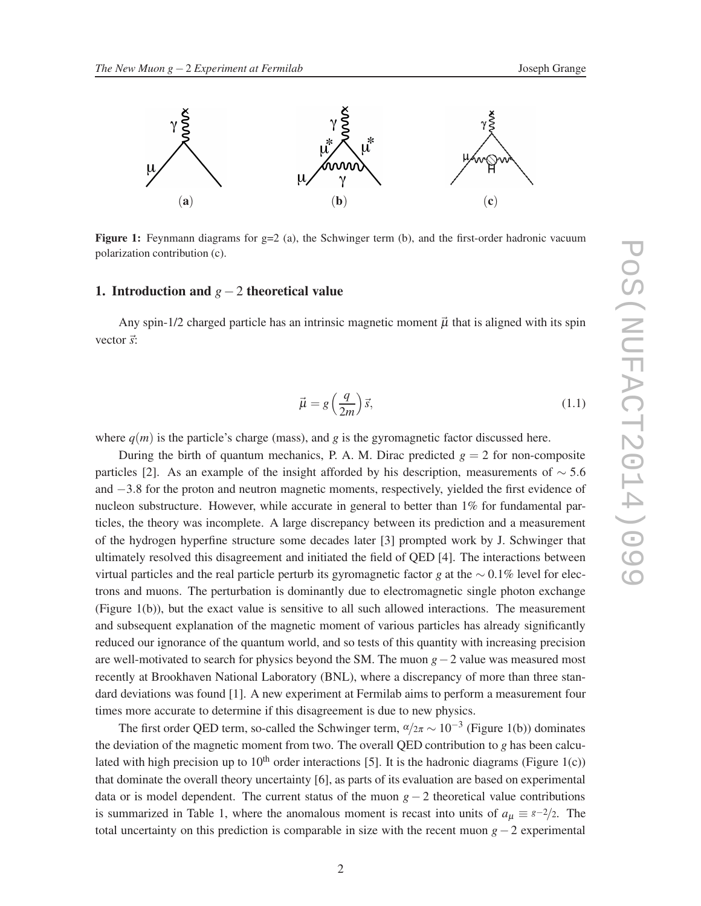Figure 1: Feynmann diagrams for g=2 (a), the Schwinger term (b), and the first-order hadronic vacuum polarization contribution (c).

## 1. Introduction and $g-2$ theoretical value

Any spin-1/2 charged particle has an intrinsic magnetic moment $\vec{\mu}$ that is aligned with its spin vector $\vec{s}$:

$$\vec{\mu} = g\left(\frac{q}{2m}\right)\vec{s}, \tag{1.1}$$

where $q(m)$ is the particle's charge (mass), and $g$ is the gyromagnetic factor discussed here.

During the birth of quantum mechanics, P. A. M. Dirac predicted $g = 2$ for non-composite particles [2]. As an example of the insight afforded by his description, measurements of $\sim 5.6$ and $-3.8$ for the proton and neutron magnetic moments, respectively, yielded the first evidence of nucleon substructure. However, while accurate in general to better than 1% for fundamental particles, the theory was incomplete. A large discrepancy between its prediction and a measurement of the hydrogen hyperfine structure some decades later [3] prompted work by J. Schwinger that ultimately resolved this disagreement and initiated the field of QED [4]. The interactions between virtual particles and the real particle perturb its gyromagnetic factor $g$ at the $\sim 0.1\%$ level for electrons and muons. The perturbation is dominantly due to electromagnetic single photon exchange (Figure 1(b)), but the exact value is sensitive to all such allowed interactions. The measurement and subsequent explanation of the magnetic moment of various particles has already significantly reduced our ignorance of the quantum world, and so tests of this quantity with increasing precision are well-motivated to search for physics beyond the SM. The muon $g-2$ value was measured most recently at Brookhaven National Laboratory (BNL), where a discrepancy of more than three standard deviations was found [1]. A new experiment at Fermilab aims to perform a measurement four times more accurate to determine if this disagreement is due to new physics.

The first order QED term, so-called the Schwinger term, $\alpha/2\pi \sim 10^{-3}$ (Figure 1(b)) dominates the deviation of the magnetic moment from two. The overall QED contribution to $g$ has been calculated with high precision up to $10^{\text{th}}$ order interactions [5]. It is the hadronic diagrams (Figure 1(c)) that dominate the overall theory uncertainty [6], as parts of its evaluation are based on experimental data or is model dependent. The current status of the muon $g-2$ theoretical value contributions is summarized in Table 1, where the anomalous moment is recast into units of $a_\mu \equiv {}^{g-2}/_2$. The total uncertainty on this prediction is comparable in size with the recent muon $g-2$ experimental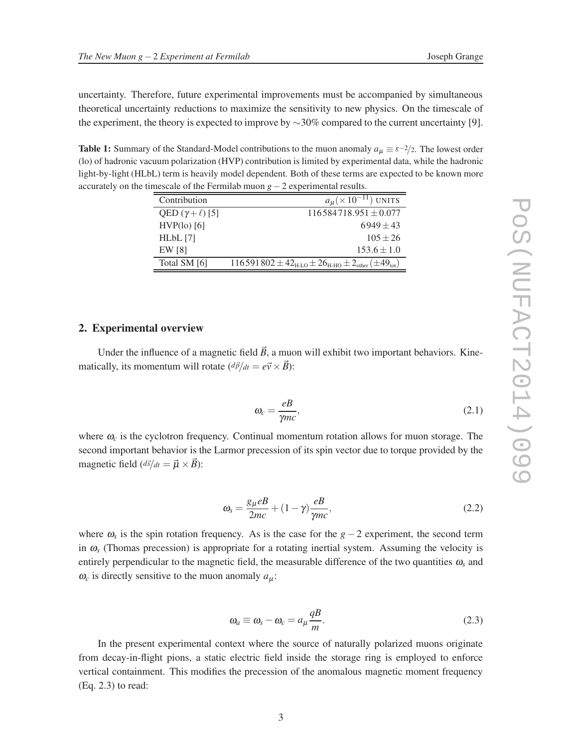uncertainty. Therefore, future experimental improvements must be accompanied by simultaneous theoretical uncertainty reductions to maximize the sensitivity to new physics. On the timescale of the experiment, the theory is expected to improve by ∼30% compared to the current uncertainty [9].

**Table 1:** Summary of the Standard-Model contributions to the muon anomaly $a_\mu \equiv g-2/2$. The lowest order (lo) of hadronic vacuum polarization (HVP) contribution is limited by experimental data, while the hadronic light-by-light (HLbL) term is heavily model dependent. Both of these terms are expected to be known more accurately on the timescale of the Fermilab muon $g-2$ experimental results.

| Contribution | $a_\mu(\times 10^{-11})$ UNITS |
|---|---|
| QED ($\gamma+\ell$) [5] | $116584718.951 \pm 0.077$ |
| HVP(lo) [6] | $6949 \pm 43$ |
| HLbL [7] | $105 \pm 26$ |
| EW [8] | $153.6 \pm 1.0$ |
| Total SM [6] | $116591802 \pm 42_{\text{H-LO}} \pm 26_{\text{H-HO}} \pm 2_{\text{other}}\,(\pm 49_{\text{tot}})$ |

## 2. Experimental overview

Under the influence of a magnetic field $\vec{B}$, a muon will exhibit two important behaviors. Kinematically, its momentum will rotate ($d\vec{p}/dt = e\vec{v} \times \vec{B}$):

$$\omega_c = \frac{eB}{\gamma mc}, \tag{2.1}$$

where $\omega_c$ is the cyclotron frequency. Continual momentum rotation allows for muon storage. The second important behavior is the Larmor precession of its spin vector due to torque provided by the magnetic field ($d\vec{s}/dt = \vec{\mu} \times \vec{B}$):

$$\omega_s = \frac{g_\mu eB}{2mc} + (1-\gamma)\frac{eB}{\gamma mc}, \tag{2.2}$$

where $\omega_s$ is the spin rotation frequency. As is the case for the $g-2$ experiment, the second term in $\omega_s$ (Thomas precession) is appropriate for a rotating inertial system. Assuming the velocity is entirely perpendicular to the magnetic field, the measurable difference of the two quantities $\omega_s$ and $\omega_c$ is directly sensitive to the muon anomaly $a_\mu$:

$$\omega_a \equiv \omega_s - \omega_c = a_\mu \frac{qB}{m}. \tag{2.3}$$

In the present experimental context where the source of naturally polarized muons originate from decay-in-flight pions, a static electric field inside the storage ring is employed to enforce vertical containment. This modifies the precession of the anomalous magnetic moment frequency (Eq. 2.3) to read: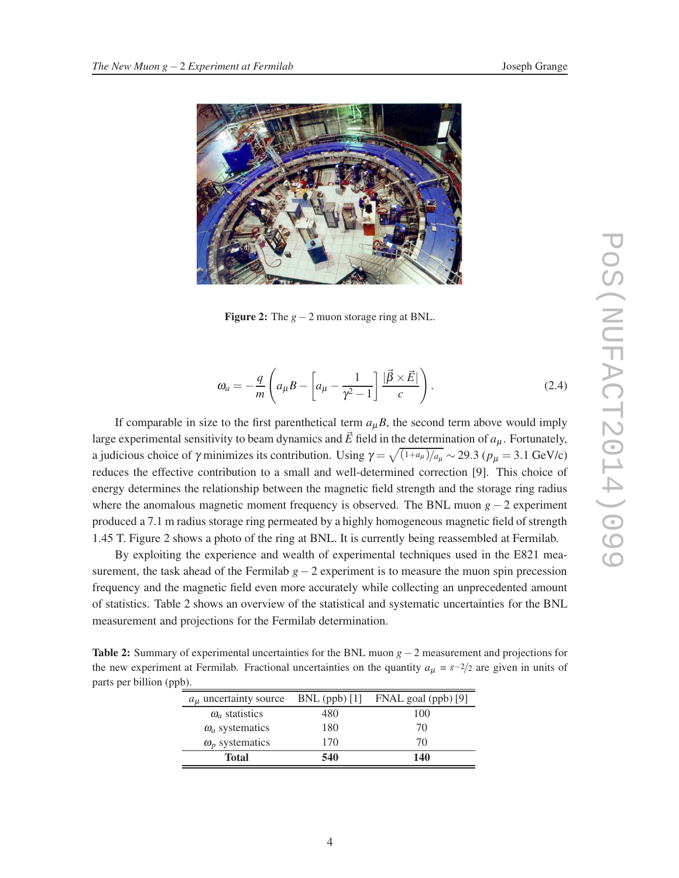Figure 2: The $g-2$ muon storage ring at BNL.

$$\omega_a = -\frac{q}{m}\left(a_\mu B - \left[a_\mu - \frac{1}{\gamma^2 - 1}\right]\frac{|\vec{\beta}\times\vec{E}|}{c}\right). \tag{2.4}$$

If comparable in size to the first parenthetical term $a_\mu B$, the second term above would imply large experimental sensitivity to beam dynamics and $\vec{E}$ field in the determination of $a_\mu$. Fortunately, a judicious choice of $\gamma$ minimizes its contribution. Using $\gamma = \sqrt{(1+a_\mu)/a_\mu} \sim 29.3$ ($p_\mu = 3.1$ GeV/c) reduces the effective contribution to a small and well-determined correction [9]. This choice of energy determines the relationship between the magnetic field strength and the storage ring radius where the anomalous magnetic moment frequency is observed. The BNL muon $g-2$ experiment produced a 7.1 m radius storage ring permeated by a highly homogeneous magnetic field of strength 1.45 T. Figure 2 shows a photo of the ring at BNL. It is currently being reassembled at Fermilab.

By exploiting the experience and wealth of experimental techniques used in the E821 measurement, the task ahead of the Fermilab $g-2$ experiment is to measure the muon spin precession frequency and the magnetic field even more accurately while collecting an unprecedented amount of statistics. Table 2 shows an overview of the statistical and systematic uncertainties for the BNL measurement and projections for the Fermilab determination.

**Table 2:** Summary of experimental uncertainties for the BNL muon $g-2$ measurement and projections for the new experiment at Fermilab. Fractional uncertainties on the quantity $a_\mu = {}^{g-2}/_{2}$ are given in units of parts per billion (ppb).

| $a_\mu$ uncertainty source | BNL (ppb) [1] | FNAL goal (ppb) [9] |
|---|---|---|
| $\omega_a$ statistics | 480 | 100 |
| $\omega_a$ systematics | 180 | 70 |
| $\omega_p$ systematics | 170 | 70 |
| **Total** | **540** | **140** |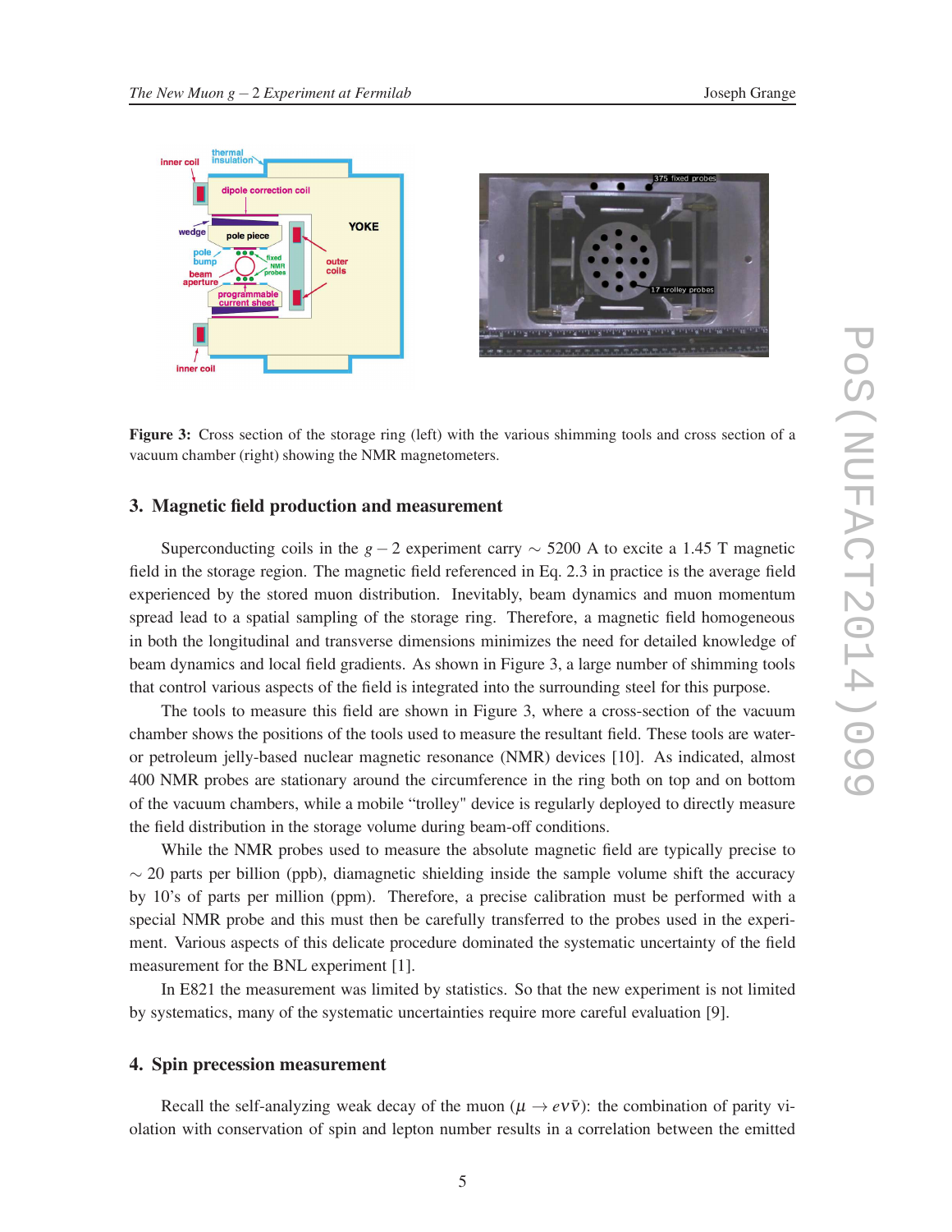**Figure 3:** Cross section of the storage ring (left) with the various shimming tools and cross section of a vacuum chamber (right) showing the NMR magnetometers.

## 3. Magnetic field production and measurement

Superconducting coils in the $g-2$ experiment carry $\sim$ 5200 A to excite a 1.45 T magnetic field in the storage region. The magnetic field referenced in Eq. 2.3 in practice is the average field experienced by the stored muon distribution. Inevitably, beam dynamics and muon momentum spread lead to a spatial sampling of the storage ring. Therefore, a magnetic field homogeneous in both the longitudinal and transverse dimensions minimizes the need for detailed knowledge of beam dynamics and local field gradients. As shown in Figure 3, a large number of shimming tools that control various aspects of the field is integrated into the surrounding steel for this purpose.

The tools to measure this field are shown in Figure 3, where a cross-section of the vacuum chamber shows the positions of the tools used to measure the resultant field. These tools are water- or petroleum jelly-based nuclear magnetic resonance (NMR) devices [10]. As indicated, almost 400 NMR probes are stationary around the circumference in the ring both on top and on bottom of the vacuum chambers, while a mobile "trolley" device is regularly deployed to directly measure the field distribution in the storage volume during beam-off conditions.

While the NMR probes used to measure the absolute magnetic field are typically precise to $\sim$ 20 parts per billion (ppb), diamagnetic shielding inside the sample volume shift the accuracy by 10's of parts per million (ppm). Therefore, a precise calibration must be performed with a special NMR probe and this must then be carefully transferred to the probes used in the experiment. Various aspects of this delicate procedure dominated the systematic uncertainty of the field measurement for the BNL experiment [1].

In E821 the measurement was limited by statistics. So that the new experiment is not limited by systematics, many of the systematic uncertainties require more careful evaluation [9].

## 4. Spin precession measurement

Recall the self-analyzing weak decay of the muon ($\mu \rightarrow e\nu\bar{\nu}$): the combination of parity violation with conservation of spin and lepton number results in a correlation between the emitted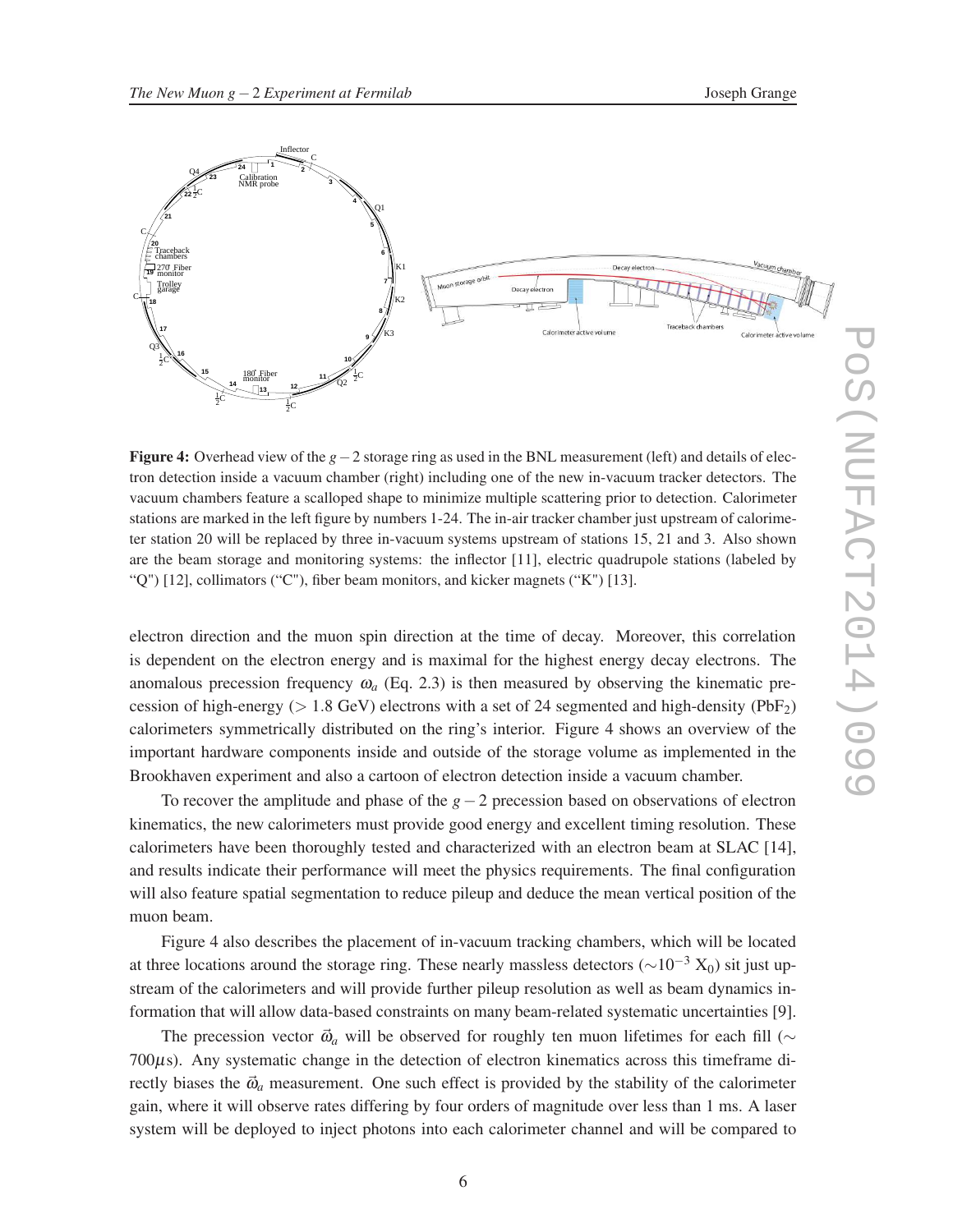**Figure 4:** Overhead view of the $g-2$ storage ring as used in the BNL measurement (left) and details of electron detection inside a vacuum chamber (right) including one of the new in-vacuum tracker detectors. The vacuum chambers feature a scalloped shape to minimize multiple scattering prior to detection. Calorimeter stations are marked in the left figure by numbers 1-24. The in-air tracker chamber just upstream of calorimeter station 20 will be replaced by three in-vacuum systems upstream of stations 15, 21 and 3. Also shown are the beam storage and monitoring systems: the inflector [11], electric quadrupole stations (labeled by "Q") [12], collimators ("C"), fiber beam monitors, and kicker magnets ("K") [13].

electron direction and the muon spin direction at the time of decay. Moreover, this correlation is dependent on the electron energy and is maximal for the highest energy decay electrons. The anomalous precession frequency $\omega_a$ (Eq. 2.3) is then measured by observing the kinematic precession of high-energy ($>$ 1.8 GeV) electrons with a set of 24 segmented and high-density ($PbF_2$) calorimeters symmetrically distributed on the ring's interior. Figure 4 shows an overview of the important hardware components inside and outside of the storage volume as implemented in the Brookhaven experiment and also a cartoon of electron detection inside a vacuum chamber.

To recover the amplitude and phase of the $g-2$ precession based on observations of electron kinematics, the new calorimeters must provide good energy and excellent timing resolution. These calorimeters have been thoroughly tested and characterized with an electron beam at SLAC [14], and results indicate their performance will meet the physics requirements. The final configuration will also feature spatial segmentation to reduce pileup and deduce the mean vertical position of the muon beam.

Figure 4 also describes the placement of in-vacuum tracking chambers, which will be located at three locations around the storage ring. These nearly massless detectors ($\sim 10^{-3}$ $X_0$) sit just upstream of the calorimeters and will provide further pileup resolution as well as beam dynamics information that will allow data-based constraints on many beam-related systematic uncertainties [9].

The precession vector $\vec{\omega}_a$ will be observed for roughly ten muon lifetimes for each fill ($\sim$ 700$\mu$s). Any systematic change in the detection of electron kinematics across this timeframe directly biases the $\vec{\omega}_a$ measurement. One such effect is provided by the stability of the calorimeter gain, where it will observe rates differing by four orders of magnitude over less than 1 ms. A laser system will be deployed to inject photons into each calorimeter channel and will be compared to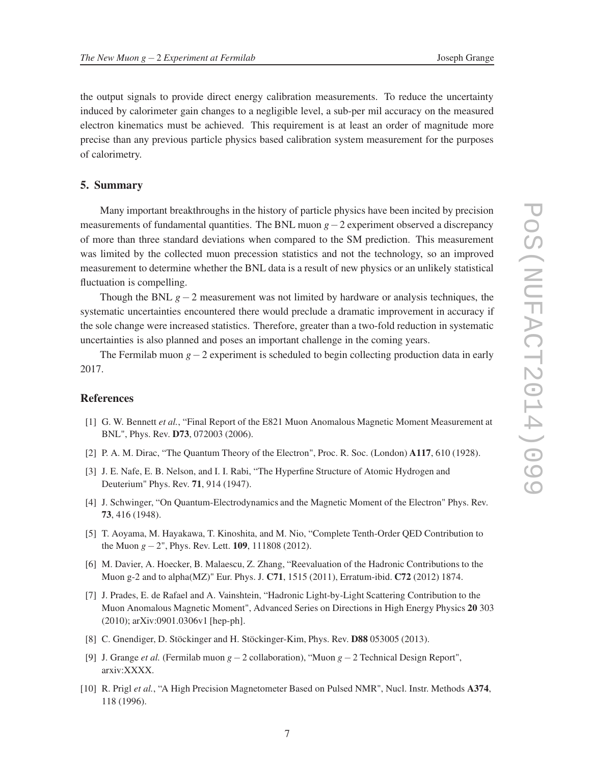the output signals to provide direct energy calibration measurements. To reduce the uncertainty induced by calorimeter gain changes to a negligible level, a sub-per mil accuracy on the measured electron kinematics must be achieved. This requirement is at least an order of magnitude more precise than any previous particle physics based calibration system measurement for the purposes of calorimetry.

## 5. Summary

Many important breakthroughs in the history of particle physics have been incited by precision measurements of fundamental quantities. The BNL muon $g-2$ experiment observed a discrepancy of more than three standard deviations when compared to the SM prediction. This measurement was limited by the collected muon precession statistics and not the technology, so an improved measurement to determine whether the BNL data is a result of new physics or an unlikely statistical fluctuation is compelling.

Though the BNL $g-2$ measurement was not limited by hardware or analysis techniques, the systematic uncertainties encountered there would preclude a dramatic improvement in accuracy if the sole change were increased statistics. Therefore, greater than a two-fold reduction in systematic uncertainties is also planned and poses an important challenge in the coming years.

The Fermilab muon $g-2$ experiment is scheduled to begin collecting production data in early 2017.

## References

[1] G. W. Bennett *et al.*, "Final Report of the E821 Muon Anomalous Magnetic Moment Measurement at BNL", Phys. Rev. **D73**, 072003 (2006).

[2] P. A. M. Dirac, "The Quantum Theory of the Electron", Proc. R. Soc. (London) **A117**, 610 (1928).

[3] J. E. Nafe, E. B. Nelson, and I. I. Rabi, "The Hyperfine Structure of Atomic Hydrogen and Deuterium" Phys. Rev. **71**, 914 (1947).

[4] J. Schwinger, "On Quantum-Electrodynamics and the Magnetic Moment of the Electron" Phys. Rev. **73**, 416 (1948).

[5] T. Aoyama, M. Hayakawa, T. Kinoshita, and M. Nio, "Complete Tenth-Order QED Contribution to the Muon $g-2$", Phys. Rev. Lett. **109**, 111808 (2012).

[6] M. Davier, A. Hoecker, B. Malaescu, Z. Zhang, "Reevaluation of the Hadronic Contributions to the Muon g-2 and to alpha(MZ)" Eur. Phys. J. **C71**, 1515 (2011), Erratum-ibid. **C72** (2012) 1874.

[7] J. Prades, E. de Rafael and A. Vainshtein, "Hadronic Light-by-Light Scattering Contribution to the Muon Anomalous Magnetic Moment", Advanced Series on Directions in High Energy Physics **20** 303 (2010); arXiv:0901.0306v1 [hep-ph].

[8] C. Gnendiger, D. Stöckinger and H. Stöckinger-Kim, Phys. Rev. **D88** 053005 (2013).

[9] J. Grange *et al.* (Fermilab muon $g-2$ collaboration), "Muon $g-2$ Technical Design Report", arxiv:XXXX.

[10] R. Prigl *et al.*, "A High Precision Magnetometer Based on Pulsed NMR", Nucl. Instr. Methods **A374**, 118 (1996).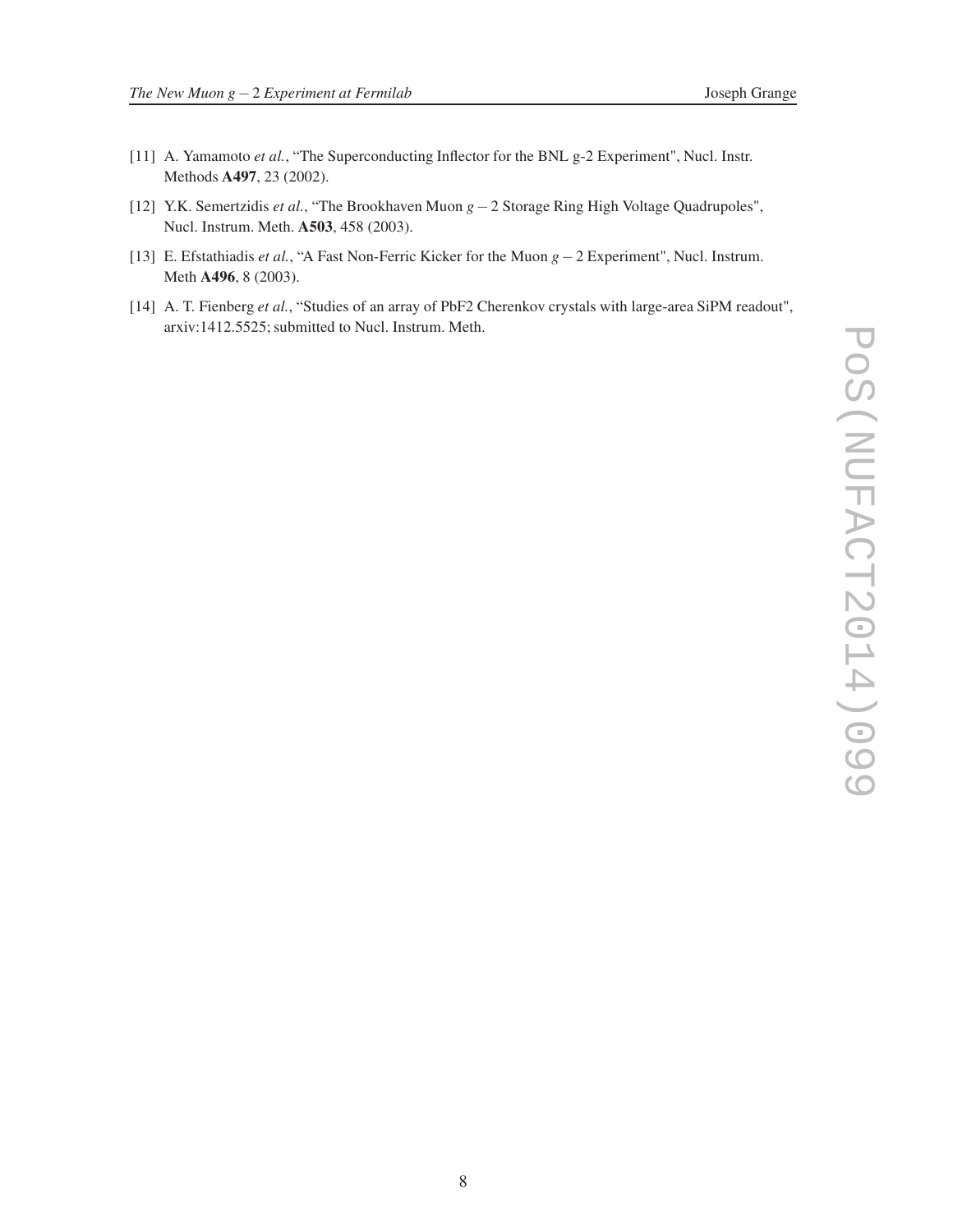[11] A. Yamamoto *et al.*, "The Superconducting Inflector for the BNL g-2 Experiment", Nucl. Instr. Methods **A497**, 23 (2002).

[12] Y.K. Semertzidis *et al.*, "The Brookhaven Muon $g-2$ Storage Ring High Voltage Quadrupoles", Nucl. Instrum. Meth. **A503**, 458 (2003).

[13] E. Efstathiadis *et al.*, "A Fast Non-Ferric Kicker for the Muon $g-2$ Experiment", Nucl. Instrum. Meth **A496**, 8 (2003).

[14] A. T. Fienberg *et al.*, "Studies of an array of PbF2 Cherenkov crystals with large-area SiPM readout", arxiv:1412.5525; submitted to Nucl. Instrum. Meth.